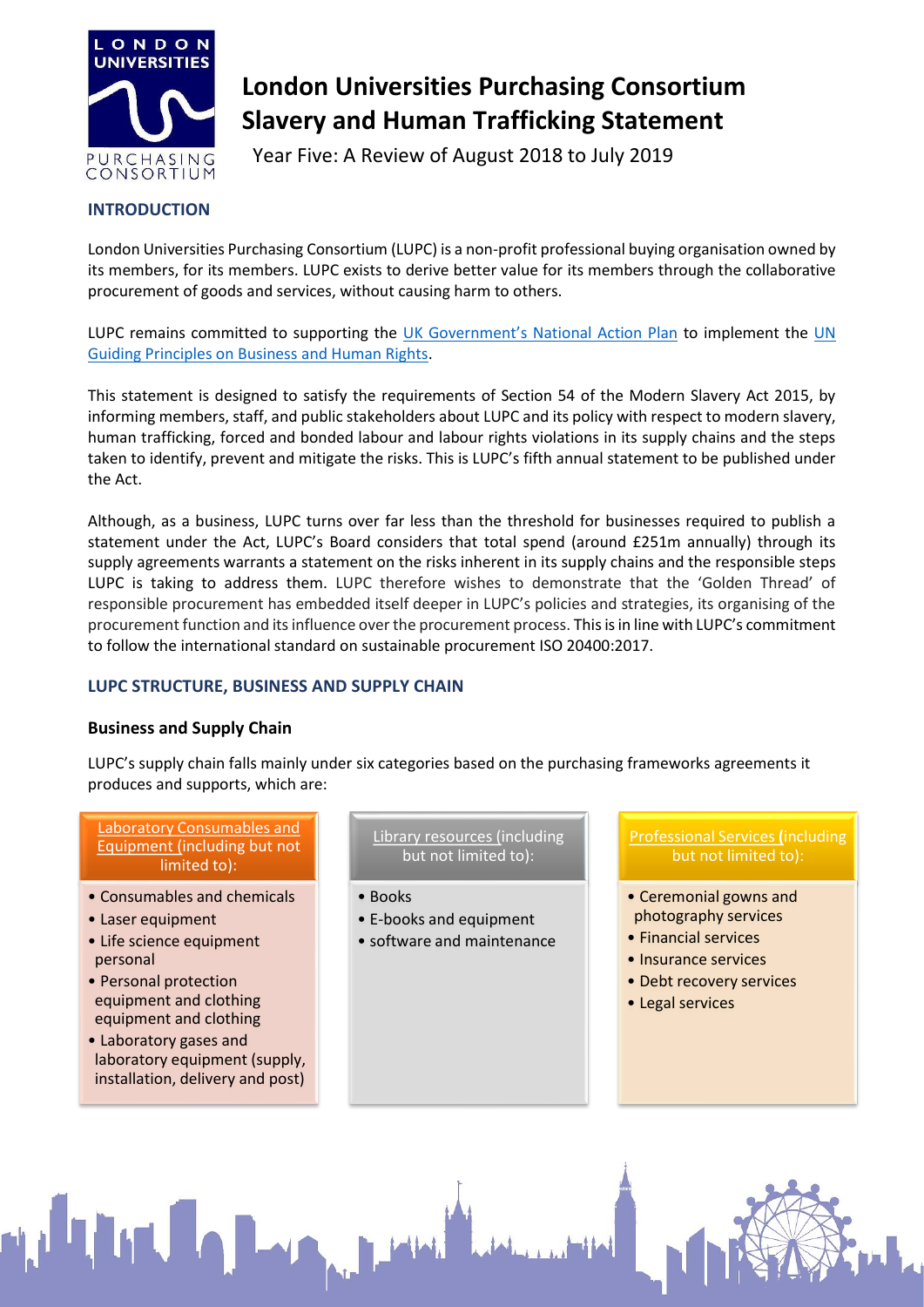# London Universities Purchasing Consortium Slavery and Human Trafficking Statement

Year Five: A Review of August 2018 to July 2019

## INTRODUCTION

London Universities Purchasing Consortium (LUPC) is a non-profit professional buying organisation owned by its members, for its members. LUPC exists to derive better value for its members through the collaborative procurement of goods and services, without causing harm to others.

LUPC remains committed to supporting the UK Government's National Action Plan to implement the UN Guiding Principles on Business and Human Rights.

This statement is designed to satisfy the requirements of Section 54 of the Modern Slavery Act 2015, by informing members, staff, and public stakeholders about LUPC and its policy with respect to modern slavery, human trafficking, forced and bonded labour and labour rights violations in its supply chains and the steps taken to identify, prevent and mitigate the risks. This is LUPC's fifth annual statement to be published under the Act.

Although, as a business, LUPC turns over far less than the threshold for businesses required to publish a statement under the Act, LUPC's Board considers that total spend (around £251m annually) through its supply agreements warrants a statement on the risks inherent in its supply chains and the responsible steps LUPC is taking to address them. LUPC therefore wishes to demonstrate that the 'Golden Thread' of responsible procurement has embedded itself deeper in LUPC's policies and strategies, its organising of the procurement function and its influence over the procurement process. This is in line with LUPC's commitment to follow the international standard on sustainable procurement ISO 20400:2017.

## LUPC STRUCTURE, BUSINESS AND SUPPLY CHAIN

### Business and Supply Chain

LUPC's supply chain falls mainly under six categories based on the purchasing frameworks agreements it produces and supports, which are:

**Laboratory Consumables and Equipment (including but not limited to):**

- Consumables and chemicals
- Laser equipment
- Life science equipment personal
- Personal protection equipment and clothing equipment and clothing
- Laboratory gases and laboratory equipment (supply, installation, delivery and post)

**Library resources (including but not limited to):**

- Books
- E-books and equipment
- software and maintenance

**Professional Services (including but not limited to):**

- Ceremonial gowns and photography services
- Financial services
- Insurance services
- Debt recovery services
- Legal services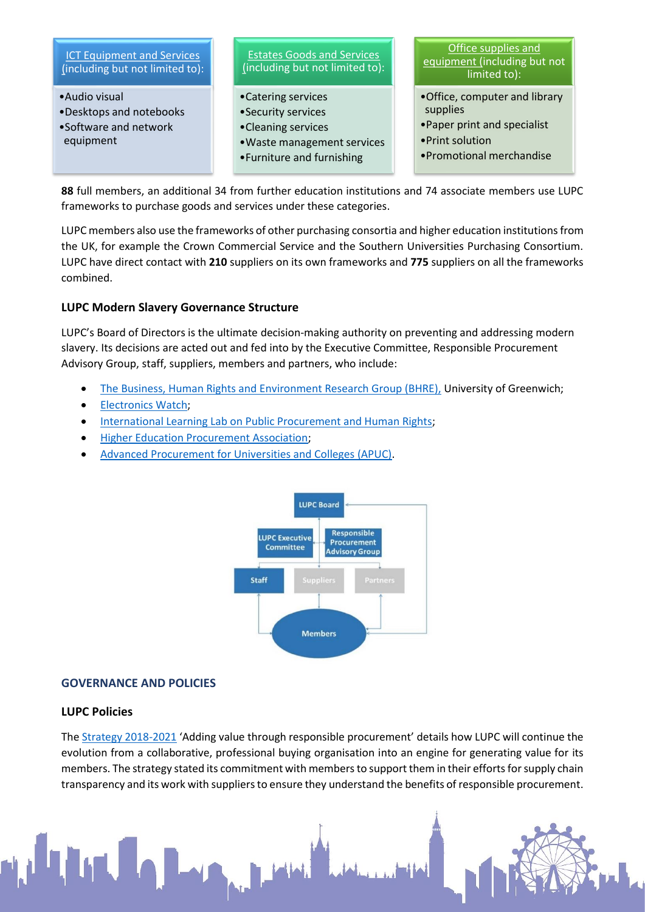| ICT Equipment and Services (including but not limited to): | Estates Goods and Services (including but not limited to): | Office supplies and equipment (including but not limited to): |
| --- | --- | --- |
| •Audio visual<br>•Desktops and notebooks<br>•Software and network equipment | •Catering services<br>•Security services<br>•Cleaning services<br>•Waste management services<br>•Furniture and furnishing | •Office, computer and library supplies<br>•Paper print and specialist<br>•Print solution<br>•Promotional merchandise |

**88** full members, an additional 34 from further education institutions and 74 associate members use LUPC frameworks to purchase goods and services under these categories.

LUPC members also use the frameworks of other purchasing consortia and higher education institutions from the UK, for example the Crown Commercial Service and the Southern Universities Purchasing Consortium. LUPC have direct contact with **210** suppliers on its own frameworks and **775** suppliers on all the frameworks combined.

### LUPC Modern Slavery Governance Structure

LUPC's Board of Directors is the ultimate decision-making authority on preventing and addressing modern slavery. Its decisions are acted out and fed into by the Executive Committee, Responsible Procurement Advisory Group, staff, suppliers, members and partners, who include:

- The Business, Human Rights and Environment Research Group (BHRE), University of Greenwich;
- Electronics Watch;
- International Learning Lab on Public Procurement and Human Rights;
- Higher Education Procurement Association;
- Advanced Procurement for Universities and Colleges (APUC).

LUPC Board

LUPC Executive Committee | Responsible Procurement Advisory Group

Staff | Suppliers | Partners

Members

## GOVERNANCE AND POLICIES

### LUPC Policies

The Strategy 2018-2021 'Adding value through responsible procurement' details how LUPC will continue the evolution from a collaborative, professional buying organisation into an engine for generating value for its members. The strategy stated its commitment with members to support them in their efforts for supply chain transparency and its work with suppliers to ensure they understand the benefits of responsible procurement.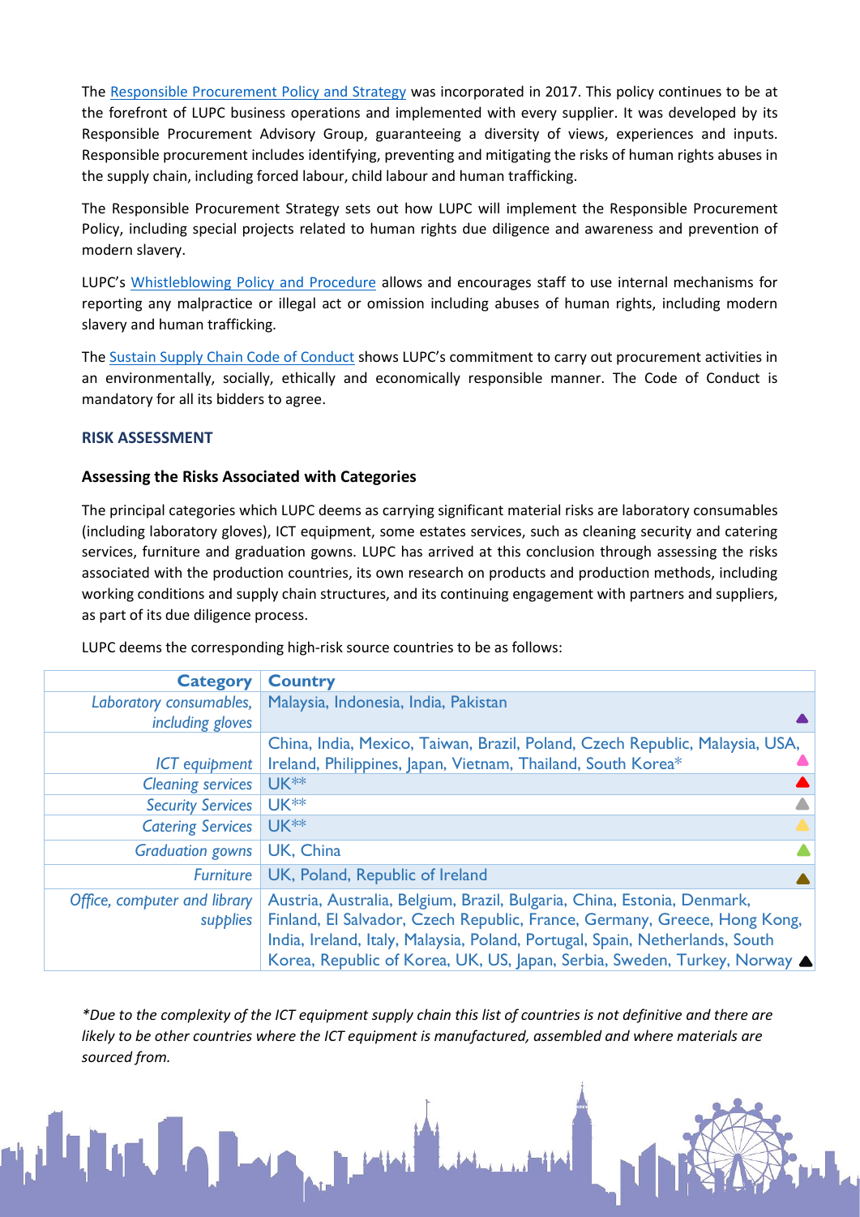The [Responsible Procurement Policy and Strategy](#) was incorporated in 2017. This policy continues to be at the forefront of LUPC business operations and implemented with every supplier. It was developed by its Responsible Procurement Advisory Group, guaranteeing a diversity of views, experiences and inputs. Responsible procurement includes identifying, preventing and mitigating the risks of human rights abuses in the supply chain, including forced labour, child labour and human trafficking.

The Responsible Procurement Strategy sets out how LUPC will implement the Responsible Procurement Policy, including special projects related to human rights due diligence and awareness and prevention of modern slavery.

LUPC's [Whistleblowing Policy and Procedure](#) allows and encourages staff to use internal mechanisms for reporting any malpractice or illegal act or omission including abuses of human rights, including modern slavery and human trafficking.

The [Sustain Supply Chain Code of Conduct](#) shows LUPC's commitment to carry out procurement activities in an environmentally, socially, ethically and economically responsible manner. The Code of Conduct is mandatory for all its bidders to agree.

## RISK ASSESSMENT

### Assessing the Risks Associated with Categories

The principal categories which LUPC deems as carrying significant material risks are laboratory consumables (including laboratory gloves), ICT equipment, some estates services, such as cleaning security and catering services, furniture and graduation gowns. LUPC has arrived at this conclusion through assessing the risks associated with the production countries, its own research on products and production methods, including working conditions and supply chain structures, and its continuing engagement with partners and suppliers, as part of its due diligence process.

LUPC deems the corresponding high-risk source countries to be as follows:

| Category | Country |
|---|---|
| *Laboratory consumables, including gloves* | Malaysia, Indonesia, India, Pakistan |
| *ICT equipment* | China, India, Mexico, Taiwan, Brazil, Poland, Czech Republic, Malaysia, USA, Ireland, Philippines, Japan, Vietnam, Thailand, South Korea* |
| *Cleaning services* | UK** |
| *Security Services* | UK** |
| *Catering Services* | UK** |
| *Graduation gowns* | UK, China |
| *Furniture* | UK, Poland, Republic of Ireland |
| *Office, computer and library supplies* | Austria, Australia, Belgium, Brazil, Bulgaria, China, Estonia, Denmark, Finland, El Salvador, Czech Republic, France, Germany, Greece, Hong Kong, India, Ireland, Italy, Malaysia, Poland, Portugal, Spain, Netherlands, South Korea, Republic of Korea, UK, US, Japan, Serbia, Sweden, Turkey, Norway |

*\*Due to the complexity of the ICT equipment supply chain this list of countries is not definitive and there are likely to be other countries where the ICT equipment is manufactured, assembled and where materials are sourced from.*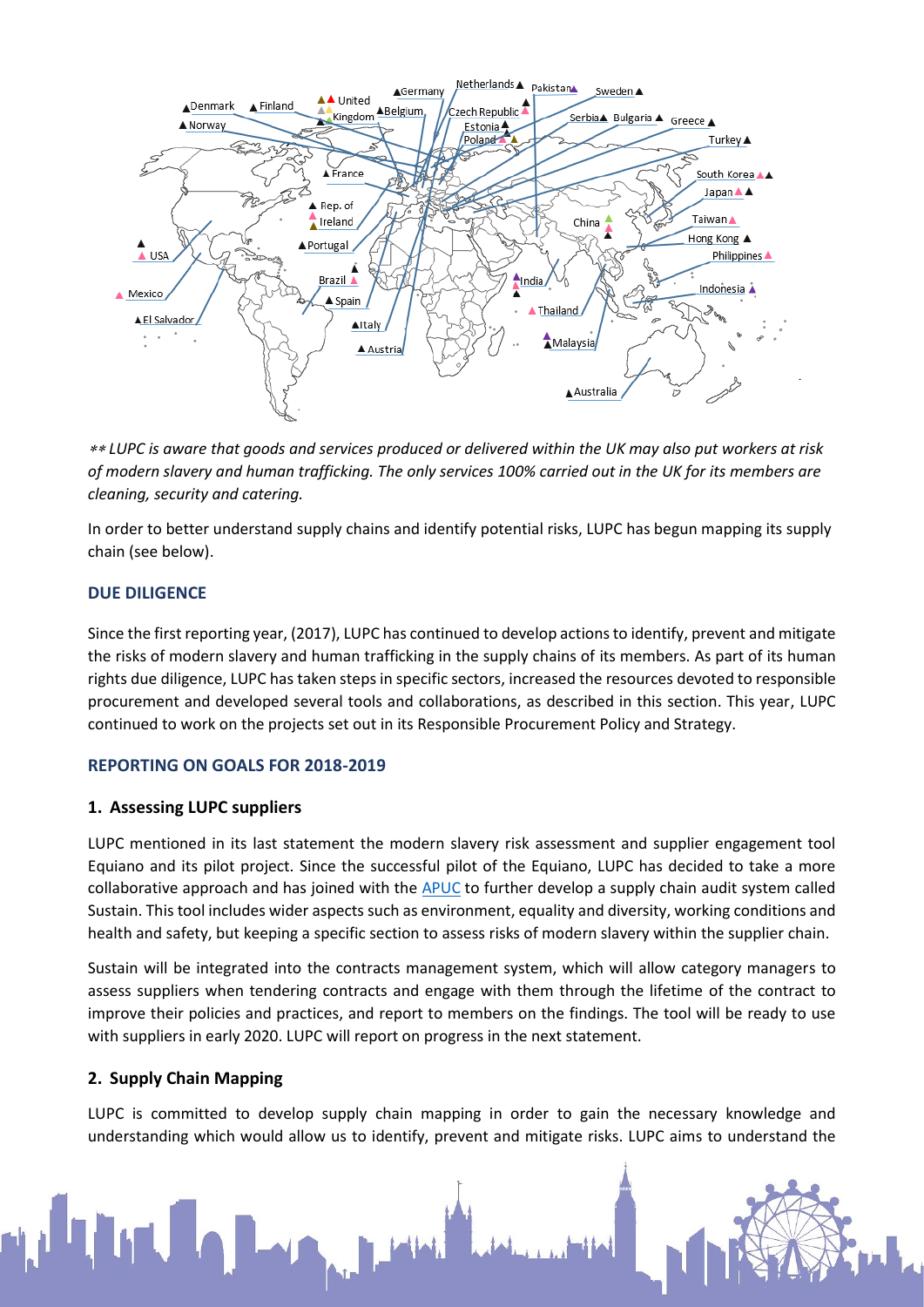*** LUPC is aware that goods and services produced or delivered within the UK may also put workers at risk of modern slavery and human trafficking. The only services 100% carried out in the UK for its members are cleaning, security and catering.*

In order to better understand supply chains and identify potential risks, LUPC has begun mapping its supply chain (see below).

## DUE DILIGENCE

Since the first reporting year, (2017), LUPC has continued to develop actions to identify, prevent and mitigate the risks of modern slavery and human trafficking in the supply chains of its members. As part of its human rights due diligence, LUPC has taken steps in specific sectors, increased the resources devoted to responsible procurement and developed several tools and collaborations, as described in this section. This year, LUPC continued to work on the projects set out in its Responsible Procurement Policy and Strategy.

## REPORTING ON GOALS FOR 2018-2019

### 1. Assessing LUPC suppliers

LUPC mentioned in its last statement the modern slavery risk assessment and supplier engagement tool Equiano and its pilot project. Since the successful pilot of the Equiano, LUPC has decided to take a more collaborative approach and has joined with the APUC to further develop a supply chain audit system called Sustain. This tool includes wider aspects such as environment, equality and diversity, working conditions and health and safety, but keeping a specific section to assess risks of modern slavery within the supplier chain.

Sustain will be integrated into the contracts management system, which will allow category managers to assess suppliers when tendering contracts and engage with them through the lifetime of the contract to improve their policies and practices, and report to members on the findings. The tool will be ready to use with suppliers in early 2020. LUPC will report on progress in the next statement.

### 2. Supply Chain Mapping

LUPC is committed to develop supply chain mapping in order to gain the necessary knowledge and understanding which would allow us to identify, prevent and mitigate risks. LUPC aims to understand the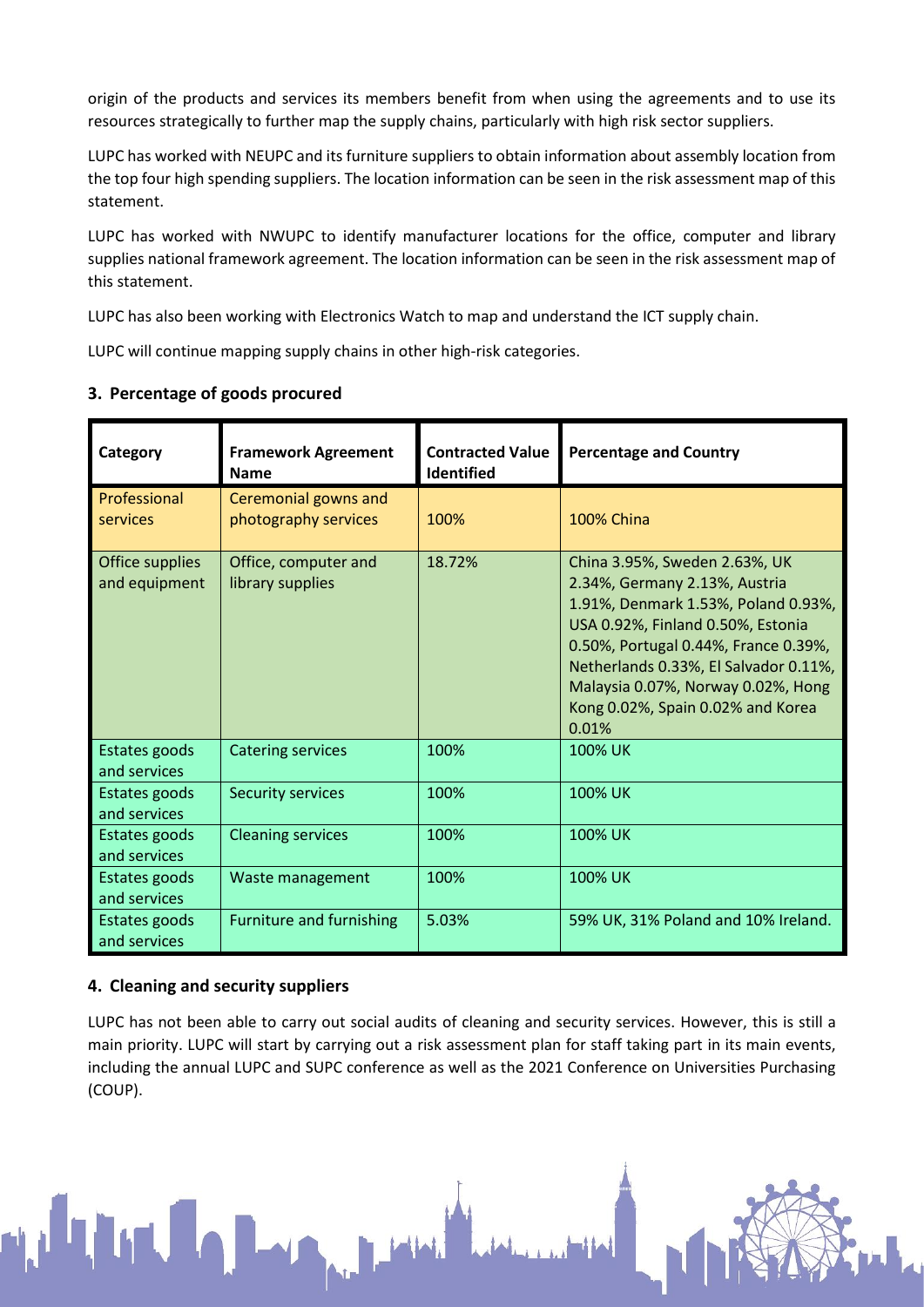origin of the products and services its members benefit from when using the agreements and to use its resources strategically to further map the supply chains, particularly with high risk sector suppliers.

LUPC has worked with NEUPC and its furniture suppliers to obtain information about assembly location from the top four high spending suppliers. The location information can be seen in the risk assessment map of this statement.

LUPC has worked with NWUPC to identify manufacturer locations for the office, computer and library supplies national framework agreement. The location information can be seen in the risk assessment map of this statement.

LUPC has also been working with Electronics Watch to map and understand the ICT supply chain.

LUPC will continue mapping supply chains in other high-risk categories.

## 3. Percentage of goods procured

| Category | Framework Agreement Name | Contracted Value Identified | Percentage and Country |
|---|---|---|---|
| Professional services | Ceremonial gowns and photography services | 100% | 100% China |
| Office supplies and equipment | Office, computer and library supplies | 18.72% | China 3.95%, Sweden 2.63%, UK 2.34%, Germany 2.13%, Austria 1.91%, Denmark 1.53%, Poland 0.93%, USA 0.92%, Finland 0.50%, Estonia 0.50%, Portugal 0.44%, France 0.39%, Netherlands 0.33%, El Salvador 0.11%, Malaysia 0.07%, Norway 0.02%, Hong Kong 0.02%, Spain 0.02% and Korea 0.01% |
| Estates goods and services | Catering services | 100% | 100% UK |
| Estates goods and services | Security services | 100% | 100% UK |
| Estates goods and services | Cleaning services | 100% | 100% UK |
| Estates goods and services | Waste management | 100% | 100% UK |
| Estates goods and services | Furniture and furnishing | 5.03% | 59% UK, 31% Poland and 10% Ireland. |

## 4. Cleaning and security suppliers

LUPC has not been able to carry out social audits of cleaning and security services. However, this is still a main priority. LUPC will start by carrying out a risk assessment plan for staff taking part in its main events, including the annual LUPC and SUPC conference as well as the 2021 Conference on Universities Purchasing (COUP).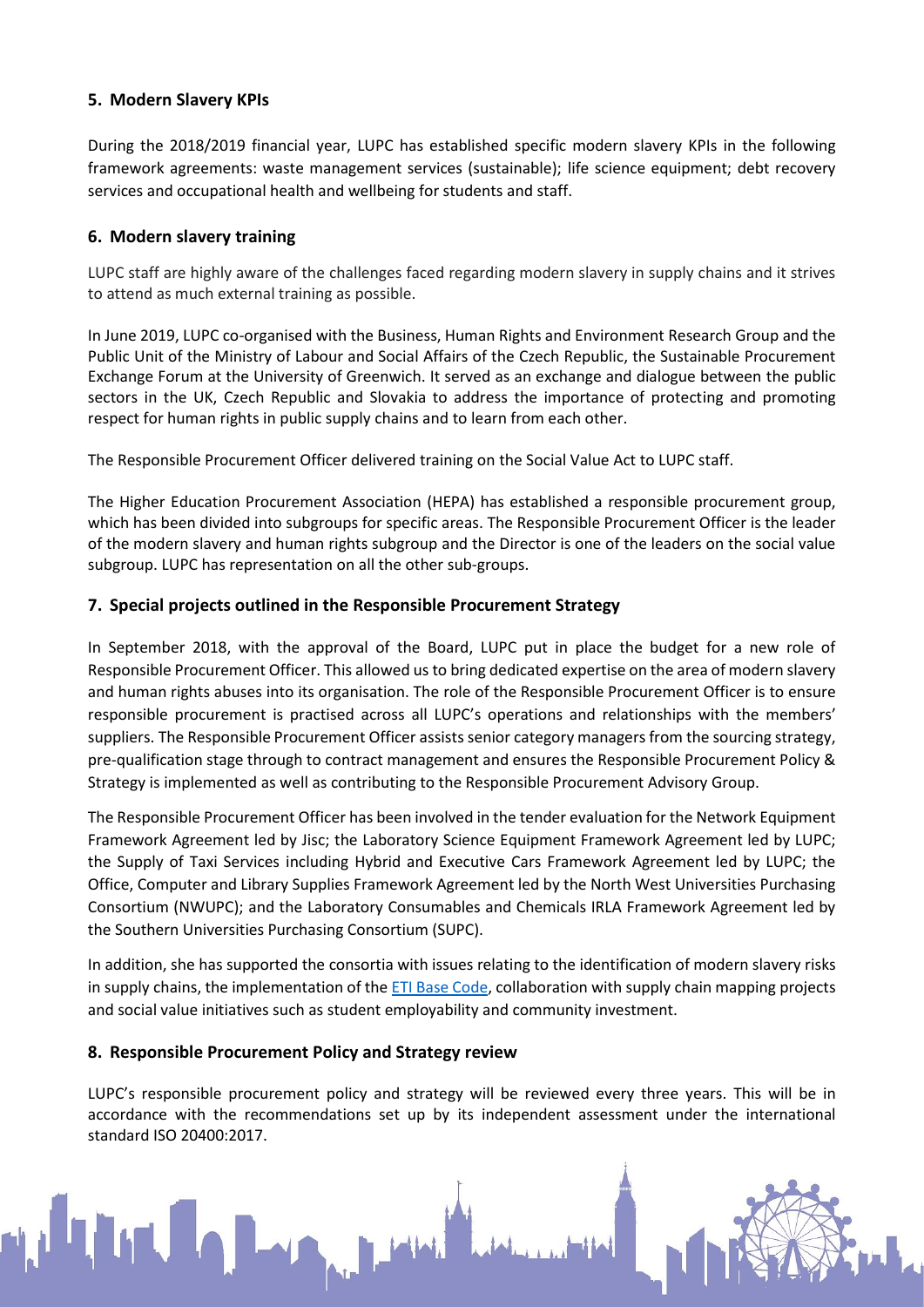## 5. Modern Slavery KPIs

During the 2018/2019 financial year, LUPC has established specific modern slavery KPIs in the following framework agreements: waste management services (sustainable); life science equipment; debt recovery services and occupational health and wellbeing for students and staff.

## 6. Modern slavery training

LUPC staff are highly aware of the challenges faced regarding modern slavery in supply chains and it strives to attend as much external training as possible.

In June 2019, LUPC co-organised with the Business, Human Rights and Environment Research Group and the Public Unit of the Ministry of Labour and Social Affairs of the Czech Republic, the Sustainable Procurement Exchange Forum at the University of Greenwich. It served as an exchange and dialogue between the public sectors in the UK, Czech Republic and Slovakia to address the importance of protecting and promoting respect for human rights in public supply chains and to learn from each other.

The Responsible Procurement Officer delivered training on the Social Value Act to LUPC staff.

The Higher Education Procurement Association (HEPA) has established a responsible procurement group, which has been divided into subgroups for specific areas. The Responsible Procurement Officer is the leader of the modern slavery and human rights subgroup and the Director is one of the leaders on the social value subgroup. LUPC has representation on all the other sub-groups.

## 7. Special projects outlined in the Responsible Procurement Strategy

In September 2018, with the approval of the Board, LUPC put in place the budget for a new role of Responsible Procurement Officer. This allowed us to bring dedicated expertise on the area of modern slavery and human rights abuses into its organisation. The role of the Responsible Procurement Officer is to ensure responsible procurement is practised across all LUPC's operations and relationships with the members' suppliers. The Responsible Procurement Officer assists senior category managers from the sourcing strategy, pre-qualification stage through to contract management and ensures the Responsible Procurement Policy & Strategy is implemented as well as contributing to the Responsible Procurement Advisory Group.

The Responsible Procurement Officer has been involved in the tender evaluation for the Network Equipment Framework Agreement led by Jisc; the Laboratory Science Equipment Framework Agreement led by LUPC; the Supply of Taxi Services including Hybrid and Executive Cars Framework Agreement led by LUPC; the Office, Computer and Library Supplies Framework Agreement led by the North West Universities Purchasing Consortium (NWUPC); and the Laboratory Consumables and Chemicals IRLA Framework Agreement led by the Southern Universities Purchasing Consortium (SUPC).

In addition, she has supported the consortia with issues relating to the identification of modern slavery risks in supply chains, the implementation of the ETI Base Code, collaboration with supply chain mapping projects and social value initiatives such as student employability and community investment.

## 8. Responsible Procurement Policy and Strategy review

LUPC's responsible procurement policy and strategy will be reviewed every three years. This will be in accordance with the recommendations set up by its independent assessment under the international standard ISO 20400:2017.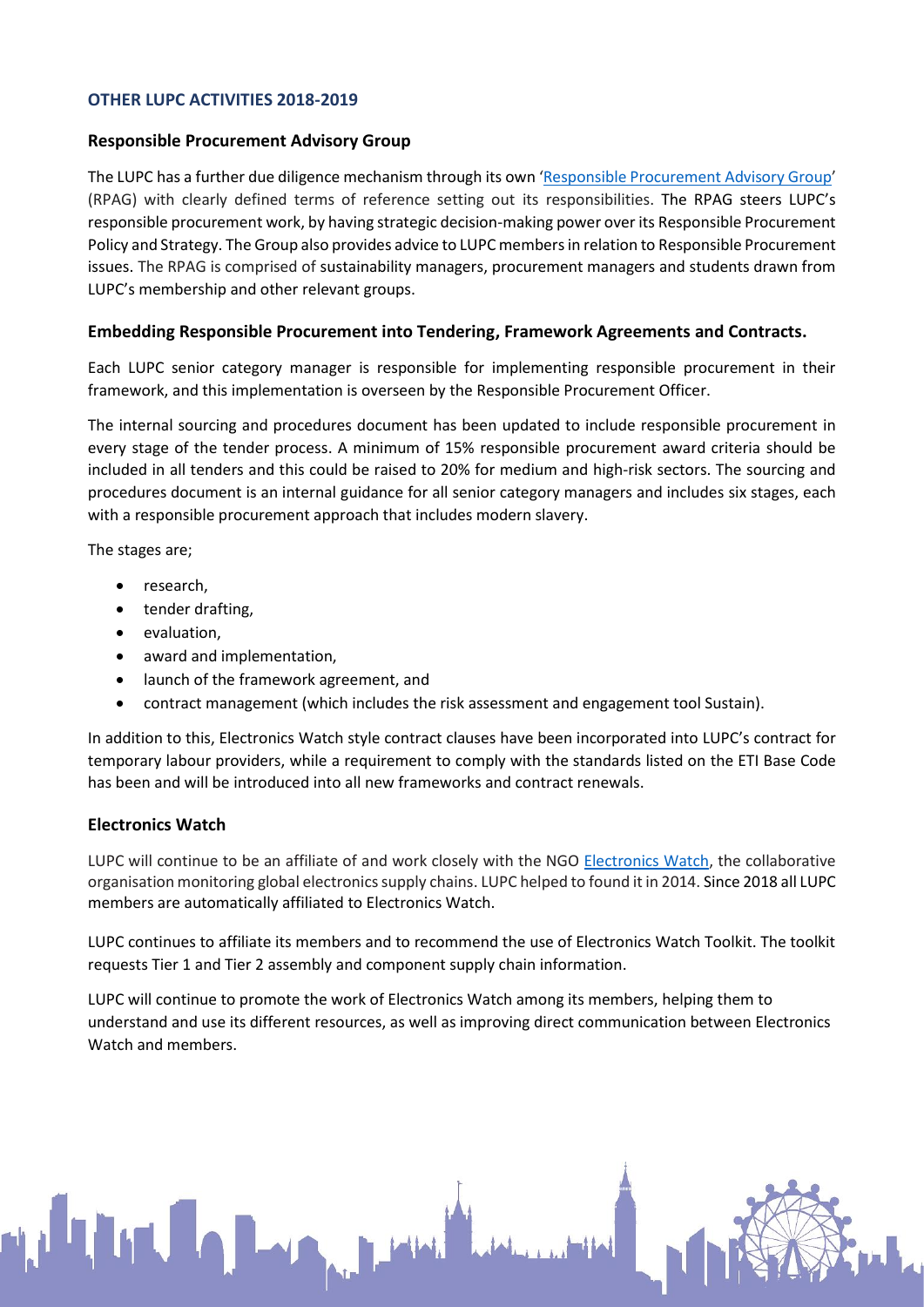## OTHER LUPC ACTIVITIES 2018-2019

### Responsible Procurement Advisory Group

The LUPC has a further due diligence mechanism through its own 'Responsible Procurement Advisory Group' (RPAG) with clearly defined terms of reference setting out its responsibilities. The RPAG steers LUPC's responsible procurement work, by having strategic decision-making power over its Responsible Procurement Policy and Strategy. The Group also provides advice to LUPC members in relation to Responsible Procurement issues. The RPAG is comprised of sustainability managers, procurement managers and students drawn from LUPC's membership and other relevant groups.

### Embedding Responsible Procurement into Tendering, Framework Agreements and Contracts.

Each LUPC senior category manager is responsible for implementing responsible procurement in their framework, and this implementation is overseen by the Responsible Procurement Officer.

The internal sourcing and procedures document has been updated to include responsible procurement in every stage of the tender process. A minimum of 15% responsible procurement award criteria should be included in all tenders and this could be raised to 20% for medium and high-risk sectors. The sourcing and procedures document is an internal guidance for all senior category managers and includes six stages, each with a responsible procurement approach that includes modern slavery.

The stages are;

- research,
- tender drafting,
- evaluation,
- award and implementation,
- launch of the framework agreement, and
- contract management (which includes the risk assessment and engagement tool Sustain).

In addition to this, Electronics Watch style contract clauses have been incorporated into LUPC's contract for temporary labour providers, while a requirement to comply with the standards listed on the ETI Base Code has been and will be introduced into all new frameworks and contract renewals.

### Electronics Watch

LUPC will continue to be an affiliate of and work closely with the NGO Electronics Watch, the collaborative organisation monitoring global electronics supply chains. LUPC helped to found it in 2014. Since 2018 all LUPC members are automatically affiliated to Electronics Watch.

LUPC continues to affiliate its members and to recommend the use of Electronics Watch Toolkit. The toolkit requests Tier 1 and Tier 2 assembly and component supply chain information.

LUPC will continue to promote the work of Electronics Watch among its members, helping them to understand and use its different resources, as well as improving direct communication between Electronics Watch and members.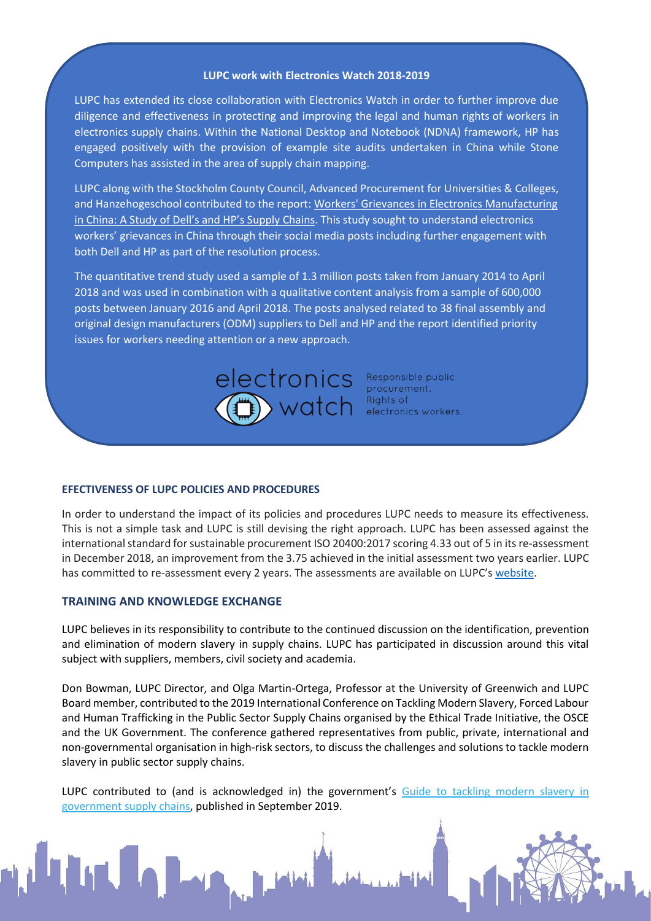### LUPC work with Electronics Watch 2018-2019

LUPC has extended its close collaboration with Electronics Watch in order to further improve due diligence and effectiveness in protecting and improving the legal and human rights of workers in electronics supply chains. Within the National Desktop and Notebook (NDNA) framework, HP has engaged positively with the provision of example site audits undertaken in China while Stone Computers has assisted in the area of supply chain mapping.

LUPC along with the Stockholm County Council, Advanced Procurement for Universities & Colleges, and Hanzehogeschool contributed to the report: [Workers' Grievances in Electronics Manufacturing in China: A Study of Dell's and HP's Supply Chains](). This study sought to understand electronics workers' grievances in China through their social media posts including further engagement with both Dell and HP as part of the resolution process.

The quantitative trend study used a sample of 1.3 million posts taken from January 2014 to April 2018 and was used in combination with a qualitative content analysis from a sample of 600,000 posts between January 2016 and April 2018. The posts analysed related to 38 final assembly and original design manufacturers (ODM) suppliers to Dell and HP and the report identified priority issues for workers needing attention or a new approach.

electronics watch — Responsible public procurement. Rights of electronics workers.

## EFECTIVENESS OF LUPC POLICIES AND PROCEDURES

In order to understand the impact of its policies and procedures LUPC needs to measure its effectiveness. This is not a simple task and LUPC is still devising the right approach. LUPC has been assessed against the international standard for sustainable procurement ISO 20400:2017 scoring 4.33 out of 5 in its re-assessment in December 2018, an improvement from the 3.75 achieved in the initial assessment two years earlier. LUPC has committed to re-assessment every 2 years. The assessments are available on LUPC's [website]().

## TRAINING AND KNOWLEDGE EXCHANGE

LUPC believes in its responsibility to contribute to the continued discussion on the identification, prevention and elimination of modern slavery in supply chains. LUPC has participated in discussion around this vital subject with suppliers, members, civil society and academia.

Don Bowman, LUPC Director, and Olga Martin-Ortega, Professor at the University of Greenwich and LUPC Board member, contributed to the 2019 International Conference on Tackling Modern Slavery, Forced Labour and Human Trafficking in the Public Sector Supply Chains organised by the Ethical Trade Initiative, the OSCE and the UK Government. The conference gathered representatives from public, private, international and non-governmental organisation in high-risk sectors, to discuss the challenges and solutions to tackle modern slavery in public sector supply chains.

LUPC contributed to (and is acknowledged in) the government's [Guide to tackling modern slavery in government supply chains](), published in September 2019.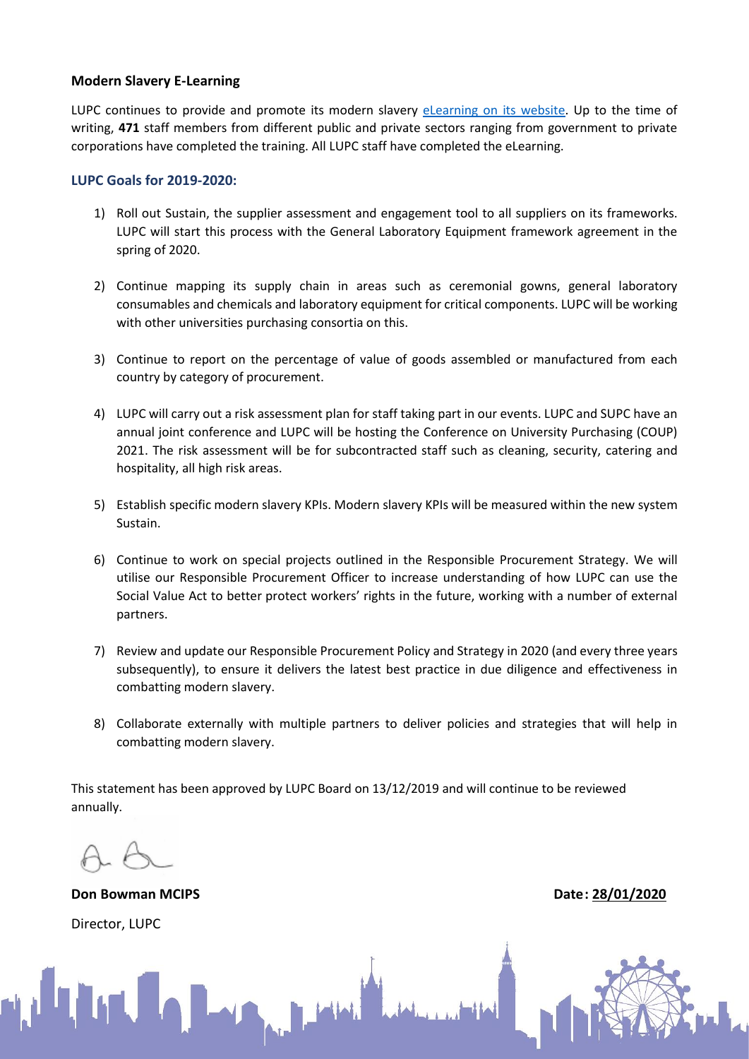**Modern Slavery E-Learning**

LUPC continues to provide and promote its modern slavery [eLearning on its website](). Up to the time of writing, **471** staff members from different public and private sectors ranging from government to private corporations have completed the training. All LUPC staff have completed the eLearning.

### LUPC Goals for 2019-2020:

1) Roll out Sustain, the supplier assessment and engagement tool to all suppliers on its frameworks. LUPC will start this process with the General Laboratory Equipment framework agreement in the spring of 2020.

2) Continue mapping its supply chain in areas such as ceremonial gowns, general laboratory consumables and chemicals and laboratory equipment for critical components. LUPC will be working with other universities purchasing consortia on this.

3) Continue to report on the percentage of value of goods assembled or manufactured from each country by category of procurement.

4) LUPC will carry out a risk assessment plan for staff taking part in our events. LUPC and SUPC have an annual joint conference and LUPC will be hosting the Conference on University Purchasing (COUP) 2021. The risk assessment will be for subcontracted staff such as cleaning, security, catering and hospitality, all high risk areas.

5) Establish specific modern slavery KPIs. Modern slavery KPIs will be measured within the new system Sustain.

6) Continue to work on special projects outlined in the Responsible Procurement Strategy. We will utilise our Responsible Procurement Officer to increase understanding of how LUPC can use the Social Value Act to better protect workers' rights in the future, working with a number of external partners.

7) Review and update our Responsible Procurement Policy and Strategy in 2020 (and every three years subsequently), to ensure it delivers the latest best practice in due diligence and effectiveness in combatting modern slavery.

8) Collaborate externally with multiple partners to deliver policies and strategies that will help in combatting modern slavery.

This statement has been approved by LUPC Board on 13/12/2019 and will continue to be reviewed annually.

**Don Bowman MCIPS**

Director, LUPC

**Date: 28/01/2020**